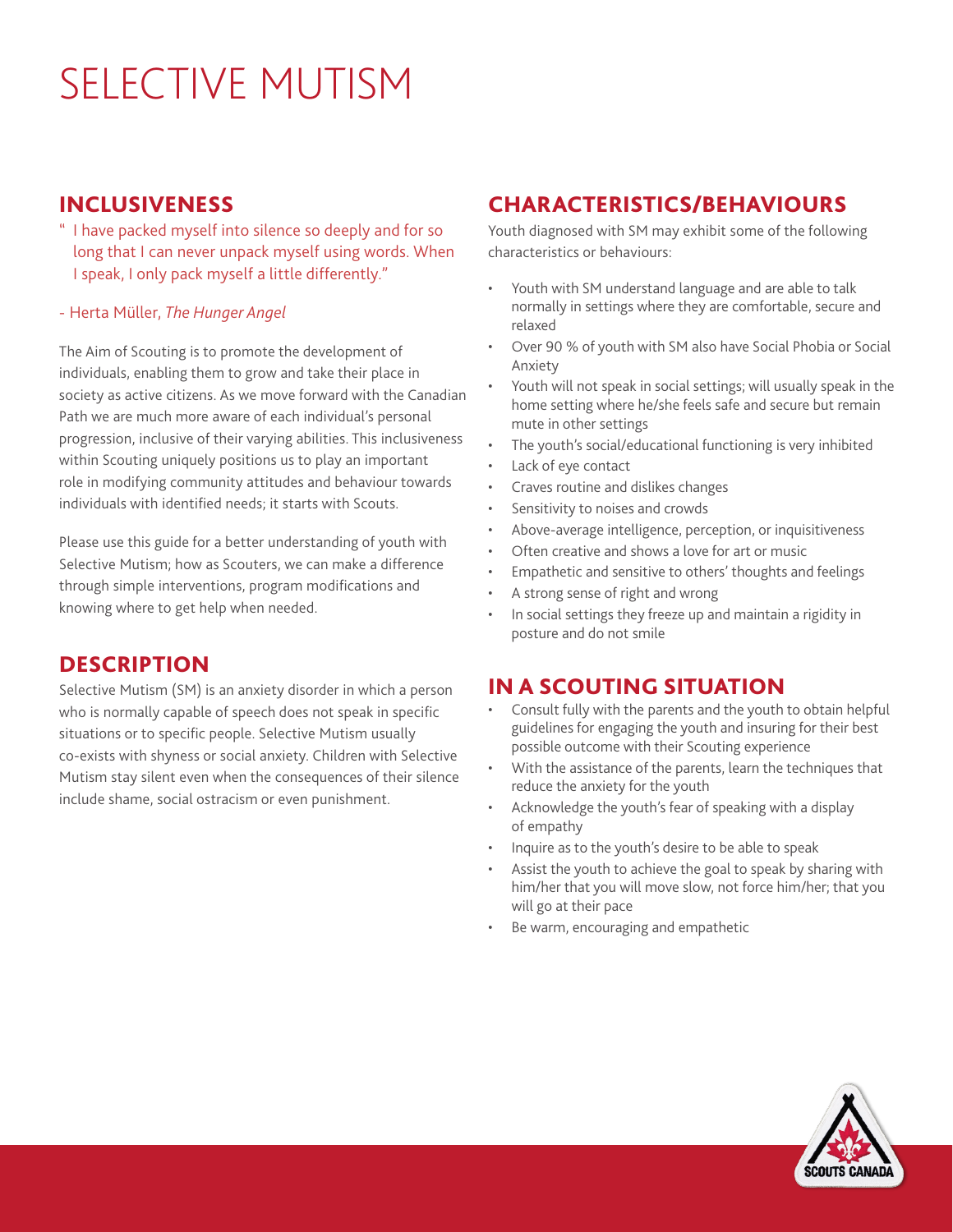# SELECTIVE MUTISM

## INCLUSIVENESS

> " I have packed myself into silence so deeply and for so long that I can never unpack myself using words. When I speak, I only pack myself a little differently."
>
> - Herta Müller, *The Hunger Angel*

The Aim of Scouting is to promote the development of individuals, enabling them to grow and take their place in society as active citizens. As we move forward with the Canadian Path we are much more aware of each individual's personal progression, inclusive of their varying abilities. This inclusiveness within Scouting uniquely positions us to play an important role in modifying community attitudes and behaviour towards individuals with identified needs; it starts with Scouts.

Please use this guide for a better understanding of youth with Selective Mutism; how as Scouters, we can make a difference through simple interventions, program modifications and knowing where to get help when needed.

## DESCRIPTION

Selective Mutism (SM) is an anxiety disorder in which a person who is normally capable of speech does not speak in specific situations or to specific people. Selective Mutism usually co-exists with shyness or social anxiety. Children with Selective Mutism stay silent even when the consequences of their silence include shame, social ostracism or even punishment.

## CHARACTERISTICS/BEHAVIOURS

Youth diagnosed with SM may exhibit some of the following characteristics or behaviours:

- Youth with SM understand language and are able to talk normally in settings where they are comfortable, secure and relaxed
- Over 90 % of youth with SM also have Social Phobia or Social Anxiety
- Youth will not speak in social settings; will usually speak in the home setting where he/she feels safe and secure but remain mute in other settings
- The youth's social/educational functioning is very inhibited
- Lack of eye contact
- Craves routine and dislikes changes
- Sensitivity to noises and crowds
- Above-average intelligence, perception, or inquisitiveness
- Often creative and shows a love for art or music
- Empathetic and sensitive to others' thoughts and feelings
- A strong sense of right and wrong
- In social settings they freeze up and maintain a rigidity in posture and do not smile

## IN A SCOUTING SITUATION

- Consult fully with the parents and the youth to obtain helpful guidelines for engaging the youth and insuring for their best possible outcome with their Scouting experience
- With the assistance of the parents, learn the techniques that reduce the anxiety for the youth
- Acknowledge the youth's fear of speaking with a display of empathy
- Inquire as to the youth's desire to be able to speak
- Assist the youth to achieve the goal to speak by sharing with him/her that you will move slow, not force him/her; that you will go at their pace
- Be warm, encouraging and empathetic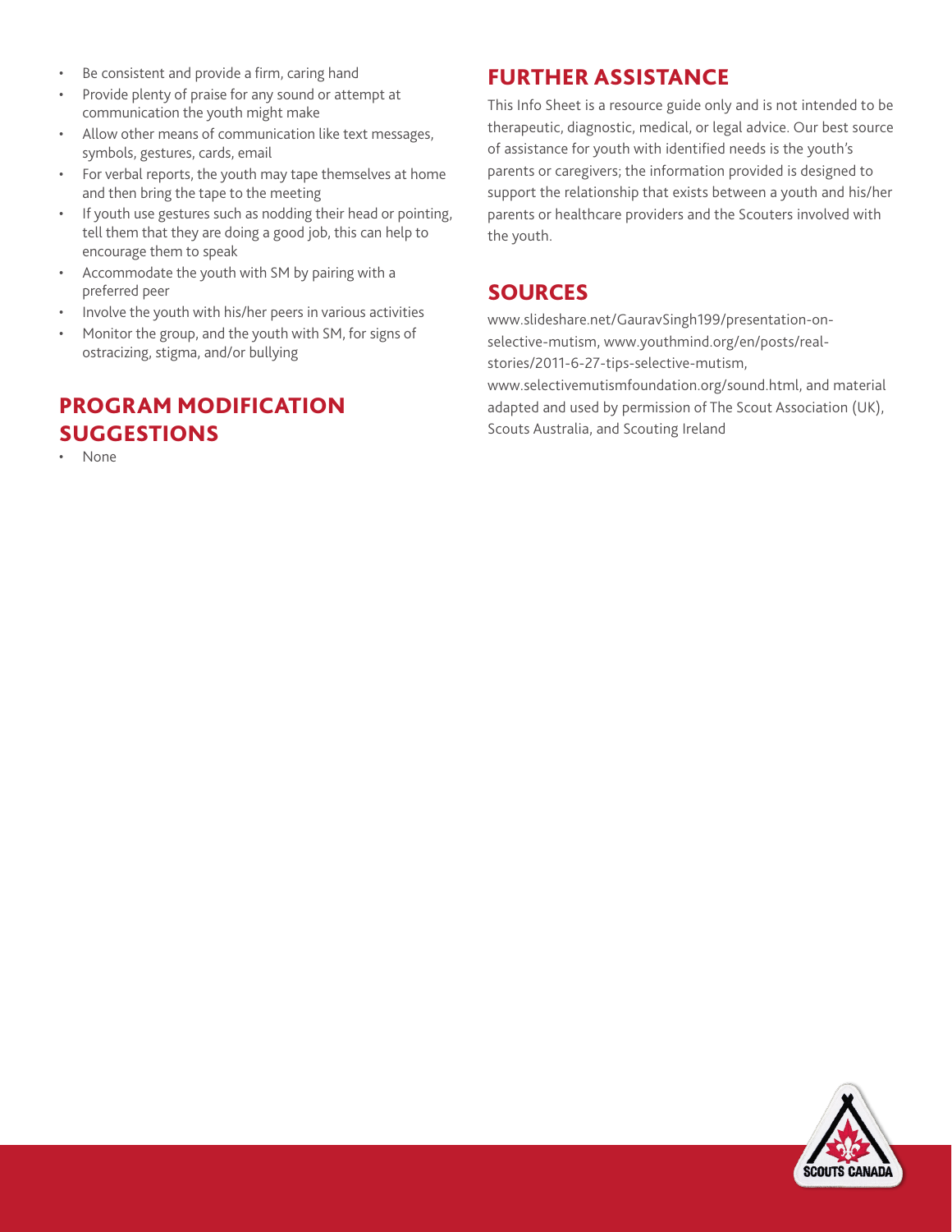- Be consistent and provide a firm, caring hand
- Provide plenty of praise for any sound or attempt at communication the youth might make
- Allow other means of communication like text messages, symbols, gestures, cards, email
- For verbal reports, the youth may tape themselves at home and then bring the tape to the meeting
- If youth use gestures such as nodding their head or pointing, tell them that they are doing a good job, this can help to encourage them to speak
- Accommodate the youth with SM by pairing with a preferred peer
- Involve the youth with his/her peers in various activities
- Monitor the group, and the youth with SM, for signs of ostracizing, stigma, and/or bullying

## PROGRAM MODIFICATION SUGGESTIONS

- None

## FURTHER ASSISTANCE

This Info Sheet is a resource guide only and is not intended to be therapeutic, diagnostic, medical, or legal advice. Our best source of assistance for youth with identified needs is the youth's parents or caregivers; the information provided is designed to support the relationship that exists between a youth and his/her parents or healthcare providers and the Scouters involved with the youth.

## SOURCES

www.slideshare.net/GauravSingh199/presentation-on-selective-mutism, www.youthmind.org/en/posts/real-stories/2011-6-27-tips-selective-mutism, www.selectivemutismfoundation.org/sound.html, and material adapted and used by permission of The Scout Association (UK), Scouts Australia, and Scouting Ireland